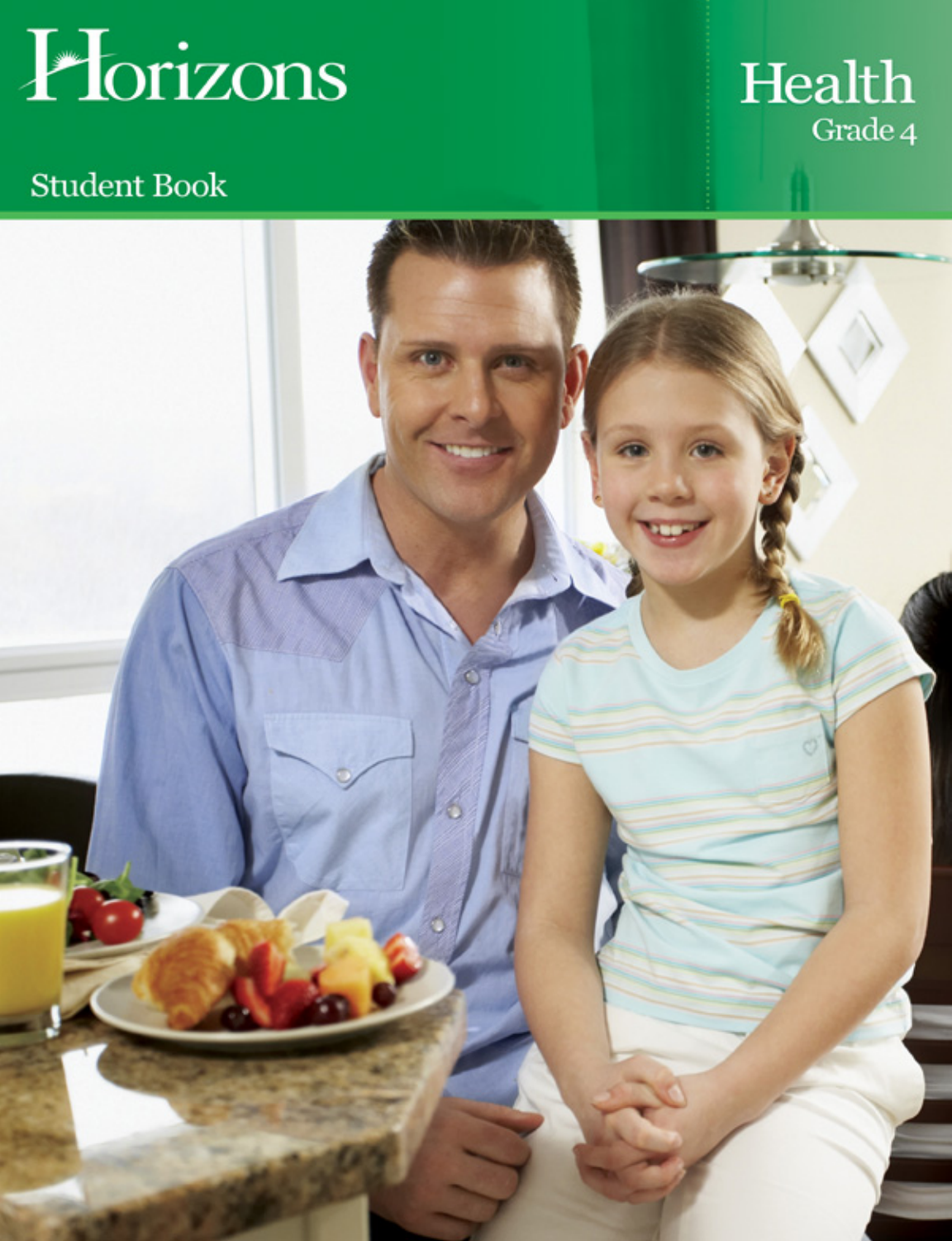# Horizons

# Health

Grade 4

Student Book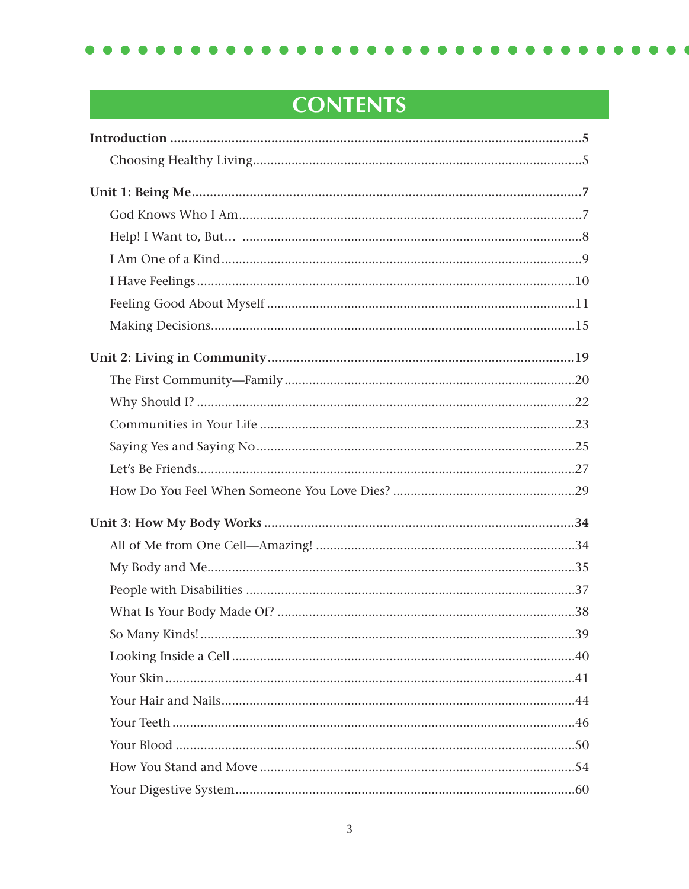# CONTENTS

**Introduction** .......................................................... **5**

- Choosing Healthy Living .......................................................... 5

**Unit 1: Being Me** .......................................................... **7**

- God Knows Who I Am .......................................................... 7
- Help! I Want to, But… .......................................................... 8
- I Am One of a Kind .......................................................... 9
- I Have Feelings .......................................................... 10
- Feeling Good About Myself .......................................................... 11
- Making Decisions .......................................................... 15

**Unit 2: Living in Community** .......................................................... **19**

- The First Community—Family .......................................................... 20
- Why Should I? .......................................................... 22
- Communities in Your Life .......................................................... 23
- Saying Yes and Saying No .......................................................... 25
- Let’s Be Friends .......................................................... 27
- How Do You Feel When Someone You Love Dies? .......................................................... 29

**Unit 3: How My Body Works** .......................................................... **34**

- All of Me from One Cell—Amazing! .......................................................... 34
- My Body and Me .......................................................... 35
- People with Disabilities .......................................................... 37
- What Is Your Body Made Of? .......................................................... 38
- So Many Kinds! .......................................................... 39
- Looking Inside a Cell .......................................................... 40
- Your Skin .......................................................... 41
- Your Hair and Nails .......................................................... 44
- Your Teeth .......................................................... 46
- Your Blood .......................................................... 50
- How You Stand and Move .......................................................... 54
- Your Digestive System .......................................................... 60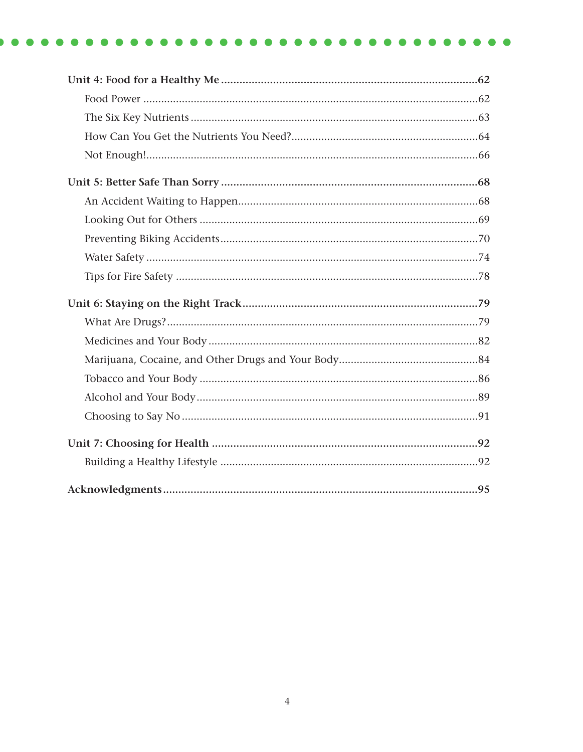**Unit 4: Food for a Healthy Me** .................................................62

Food Power .................................................62

The Six Key Nutrients .................................................63

How Can You Get the Nutrients You Need? .................................................64

Not Enough! .................................................66

**Unit 5: Better Safe Than Sorry** .................................................68

An Accident Waiting to Happen .................................................68

Looking Out for Others .................................................69

Preventing Biking Accidents .................................................70

Water Safety .................................................74

Tips for Fire Safety .................................................78

**Unit 6: Staying on the Right Track** .................................................79

What Are Drugs? .................................................79

Medicines and Your Body .................................................82

Marijuana, Cocaine, and Other Drugs and Your Body .................................................84

Tobacco and Your Body .................................................86

Alcohol and Your Body .................................................89

Choosing to Say No .................................................91

**Unit 7: Choosing for Health** .................................................92

Building a Healthy Lifestyle .................................................92

**Acknowledgments** .................................................95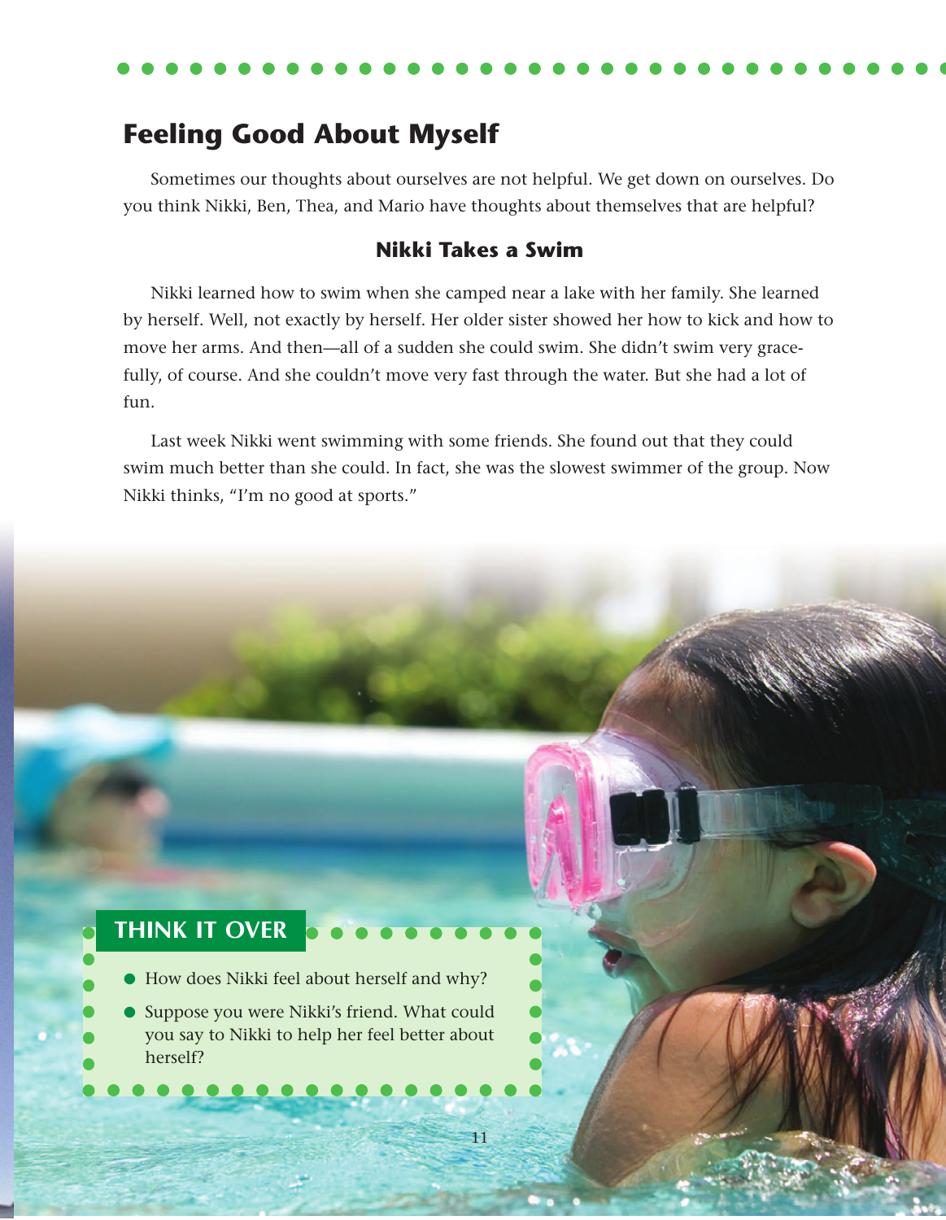## Feeling Good About Myself

Sometimes our thoughts about ourselves are not helpful. We get down on ourselves. Do you think Nikki, Ben, Thea, and Mario have thoughts about themselves that are helpful?

### Nikki Takes a Swim

Nikki learned how to swim when she camped near a lake with her family. She learned by herself. Well, not exactly by herself. Her older sister showed her how to kick and how to move her arms. And then—all of a sudden she could swim. She didn't swim very gracefully, of course. And she couldn't move very fast through the water. But she had a lot of fun.

Last week Nikki went swimming with some friends. She found out that they could swim much better than she could. In fact, she was the slowest swimmer of the group. Now Nikki thinks, "I'm no good at sports."

**THINK IT OVER**

- How does Nikki feel about herself and why?
- Suppose you were Nikki's friend. What could you say to Nikki to help her feel better about herself?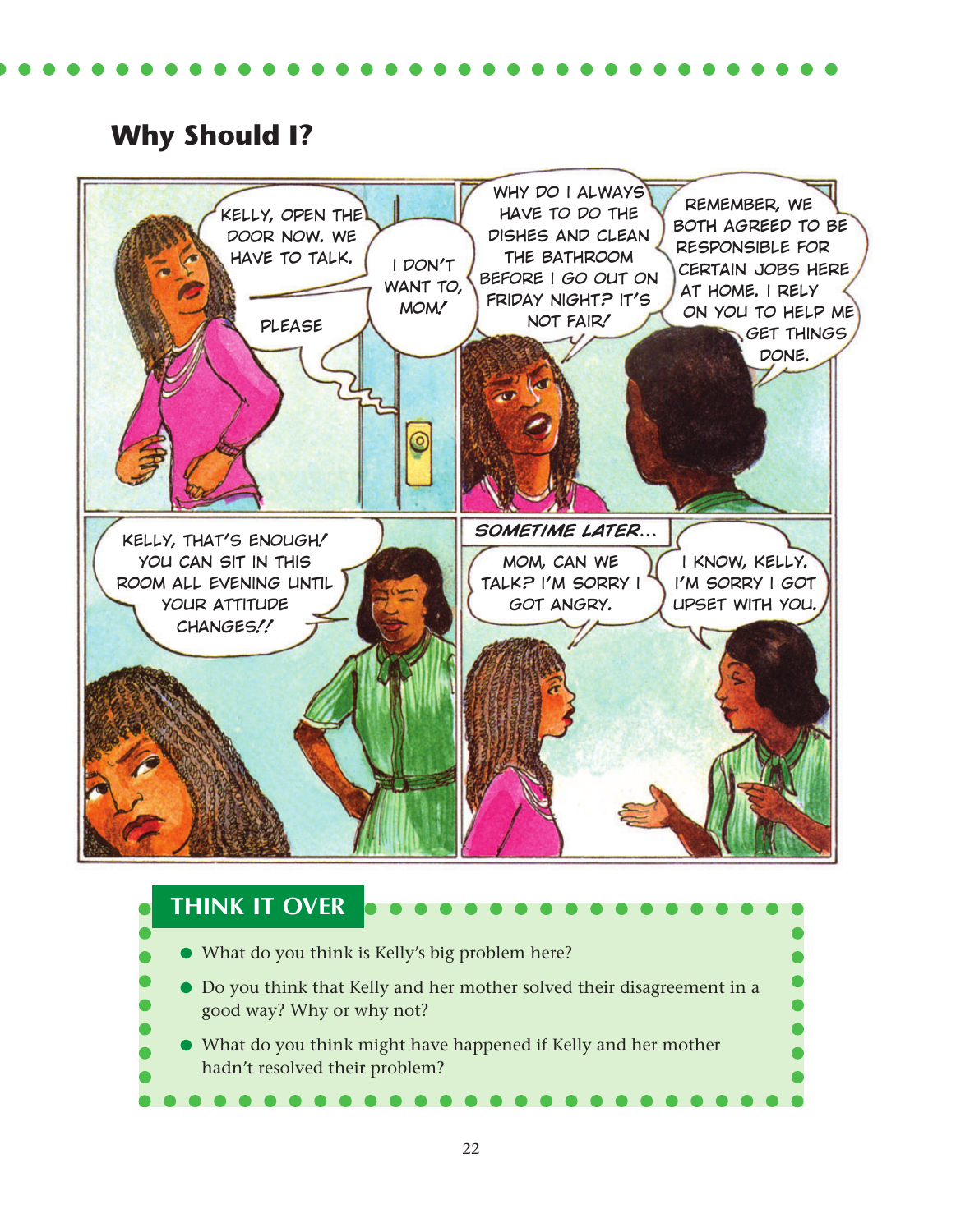## Why Should I?

KELLY, OPEN THE DOOR NOW. WE HAVE TO TALK.

PLEASE

I DON'T WANT TO, MOM!

WHY DO I ALWAYS HAVE TO DO THE DISHES AND CLEAN THE BATHROOM BEFORE I GO OUT ON FRIDAY NIGHT? IT'S NOT FAIR!

REMEMBER, WE BOTH AGREED TO BE RESPONSIBLE FOR CERTAIN JOBS HERE AT HOME. I RELY ON YOU TO HELP ME GET THINGS DONE.

KELLY, THAT'S ENOUGH! YOU CAN SIT IN THIS ROOM ALL EVENING UNTIL YOUR ATTITUDE CHANGES!!

*SOMETIME LATER...*

MOM, CAN WE TALK? I'M SORRY I GOT ANGRY.

I KNOW, KELLY. I'M SORRY I GOT UPSET WITH YOU.

### THINK IT OVER

- What do you think is Kelly's big problem here?
- Do you think that Kelly and her mother solved their disagreement in a good way? Why or why not?
- What do you think might have happened if Kelly and her mother hadn't resolved their problem?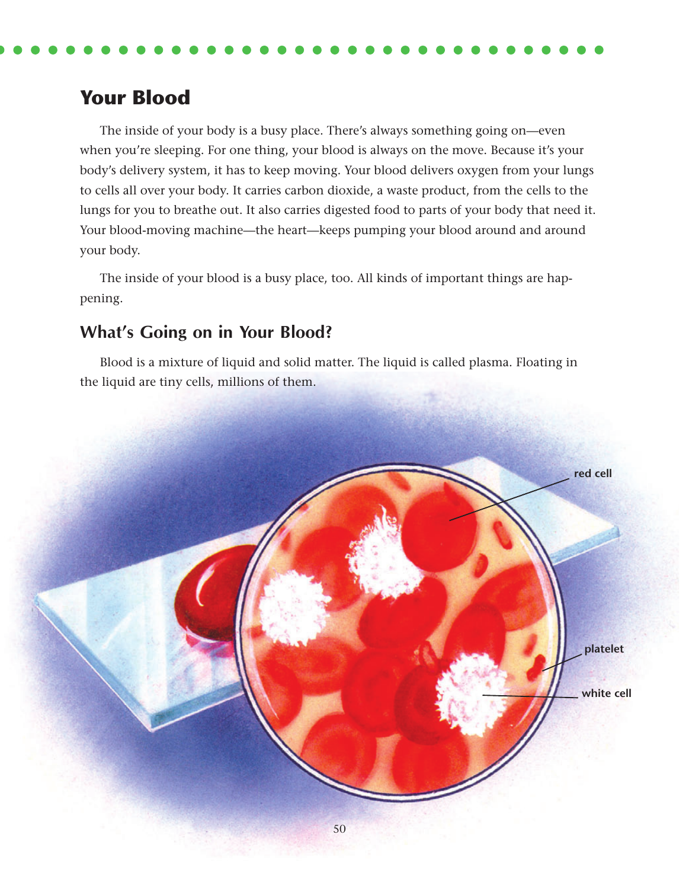## Your Blood

The inside of your body is a busy place. There's always something going on—even when you're sleeping. For one thing, your blood is always on the move. Because it's your body's delivery system, it has to keep moving. Your blood delivers oxygen from your lungs to cells all over your body. It carries carbon dioxide, a waste product, from the cells to the lungs for you to breathe out. It also carries digested food to parts of your body that need it. Your blood-moving machine—the heart—keeps pumping your blood around and around your body.

The inside of your blood is a busy place, too. All kinds of important things are happening.

### What's Going on in Your Blood?

Blood is a mixture of liquid and solid matter. The liquid is called plasma. Floating in the liquid are tiny cells, millions of them.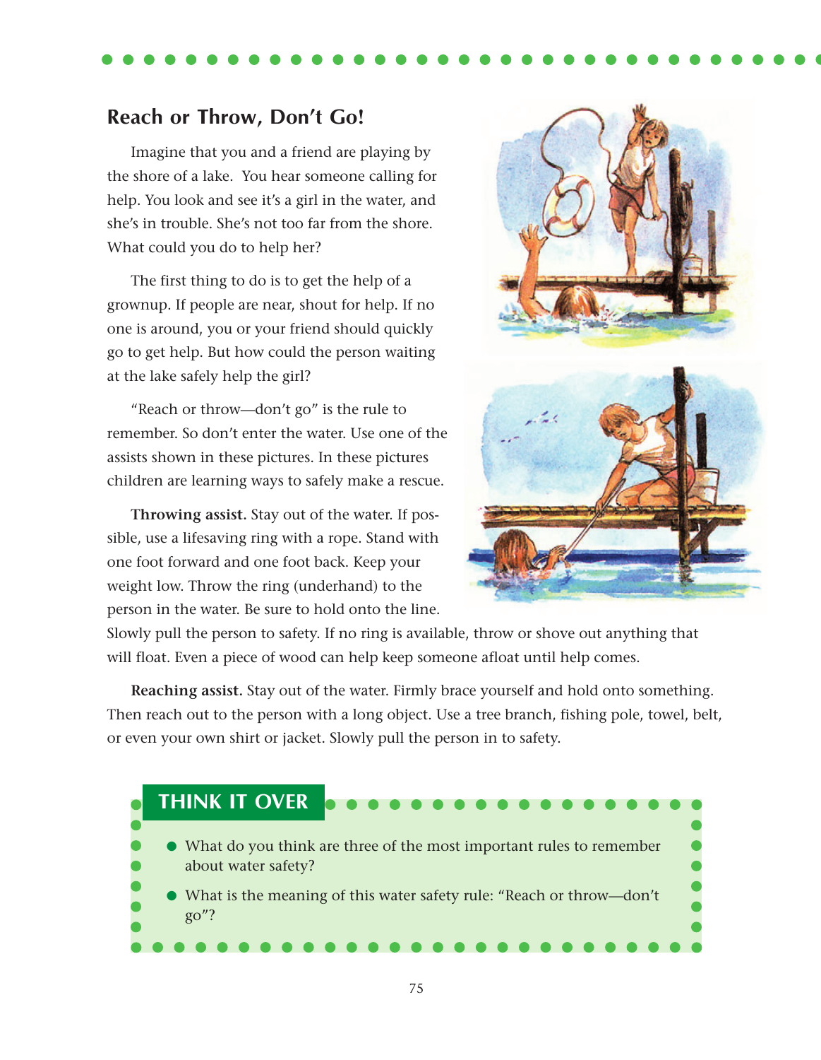## Reach or Throw, Don't Go!

Imagine that you and a friend are playing by the shore of a lake. You hear someone calling for help. You look and see it's a girl in the water, and she's in trouble. She's not too far from the shore. What could you do to help her?

The first thing to do is to get the help of a grownup. If people are near, shout for help. If no one is around, you or your friend should quickly go to get help. But how could the person waiting at the lake safely help the girl?

"Reach or throw—don't go" is the rule to remember. So don't enter the water. Use one of the assists shown in these pictures. In these pictures children are learning ways to safely make a rescue.

**Throwing assist.** Stay out of the water. If possible, use a lifesaving ring with a rope. Stand with one foot forward and one foot back. Keep your weight low. Throw the ring (underhand) to the person in the water. Be sure to hold onto the line. Slowly pull the person to safety. If no ring is available, throw or shove out anything that will float. Even a piece of wood can help keep someone afloat until help comes.

**Reaching assist.** Stay out of the water. Firmly brace yourself and hold onto something. Then reach out to the person with a long object. Use a tree branch, fishing pole, towel, belt, or even your own shirt or jacket. Slowly pull the person in to safety.

### THINK IT OVER

- What do you think are three of the most important rules to remember about water safety?
- What is the meaning of this water safety rule: "Reach or throw—don't go"?